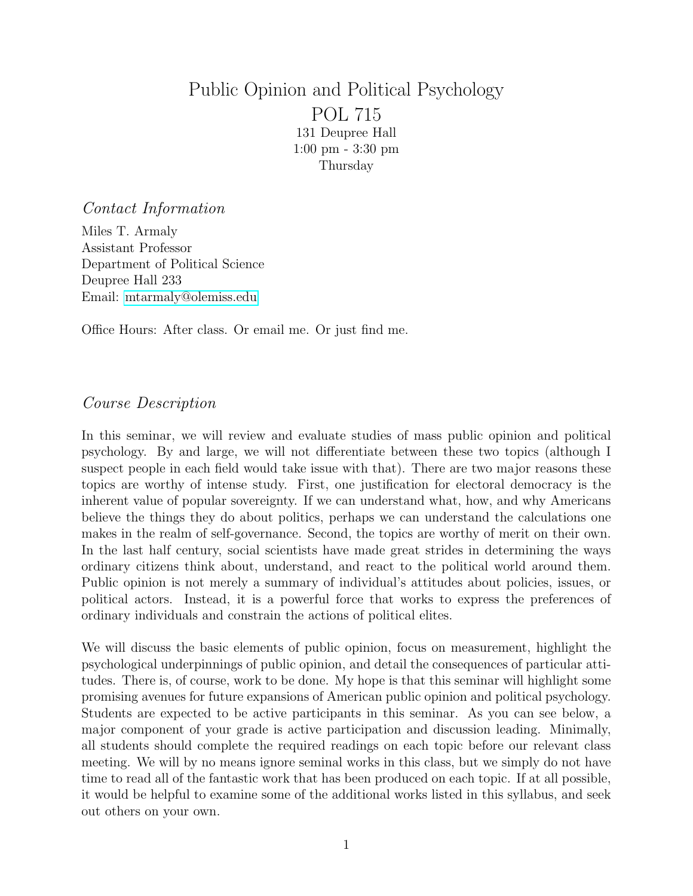# Public Opinion and Political Psychology

# POL 715

131 Deupree Hall
1:00 pm - 3:30 pm
Thursday

## *Contact Information*

Miles T. Armaly
Assistant Professor
Department of Political Science
Deupree Hall 233
Email: mtarmaly@olemiss.edu

Office Hours: After class. Or email me. Or just find me.

## *Course Description*

In this seminar, we will review and evaluate studies of mass public opinion and political psychology. By and large, we will not differentiate between these two topics (although I suspect people in each field would take issue with that). There are two major reasons these topics are worthy of intense study. First, one justification for electoral democracy is the inherent value of popular sovereignty. If we can understand what, how, and why Americans believe the things they do about politics, perhaps we can understand the calculations one makes in the realm of self-governance. Second, the topics are worthy of merit on their own. In the last half century, social scientists have made great strides in determining the ways ordinary citizens think about, understand, and react to the political world around them. Public opinion is not merely a summary of individual's attitudes about policies, issues, or political actors. Instead, it is a powerful force that works to express the preferences of ordinary individuals and constrain the actions of political elites.

We will discuss the basic elements of public opinion, focus on measurement, highlight the psychological underpinnings of public opinion, and detail the consequences of particular attitudes. There is, of course, work to be done. My hope is that this seminar will highlight some promising avenues for future expansions of American public opinion and political psychology. Students are expected to be active participants in this seminar. As you can see below, a major component of your grade is active participation and discussion leading. Minimally, all students should complete the required readings on each topic before our relevant class meeting. We will by no means ignore seminal works in this class, but we simply do not have time to read all of the fantastic work that has been produced on each topic. If at all possible, it would be helpful to examine some of the additional works listed in this syllabus, and seek out others on your own.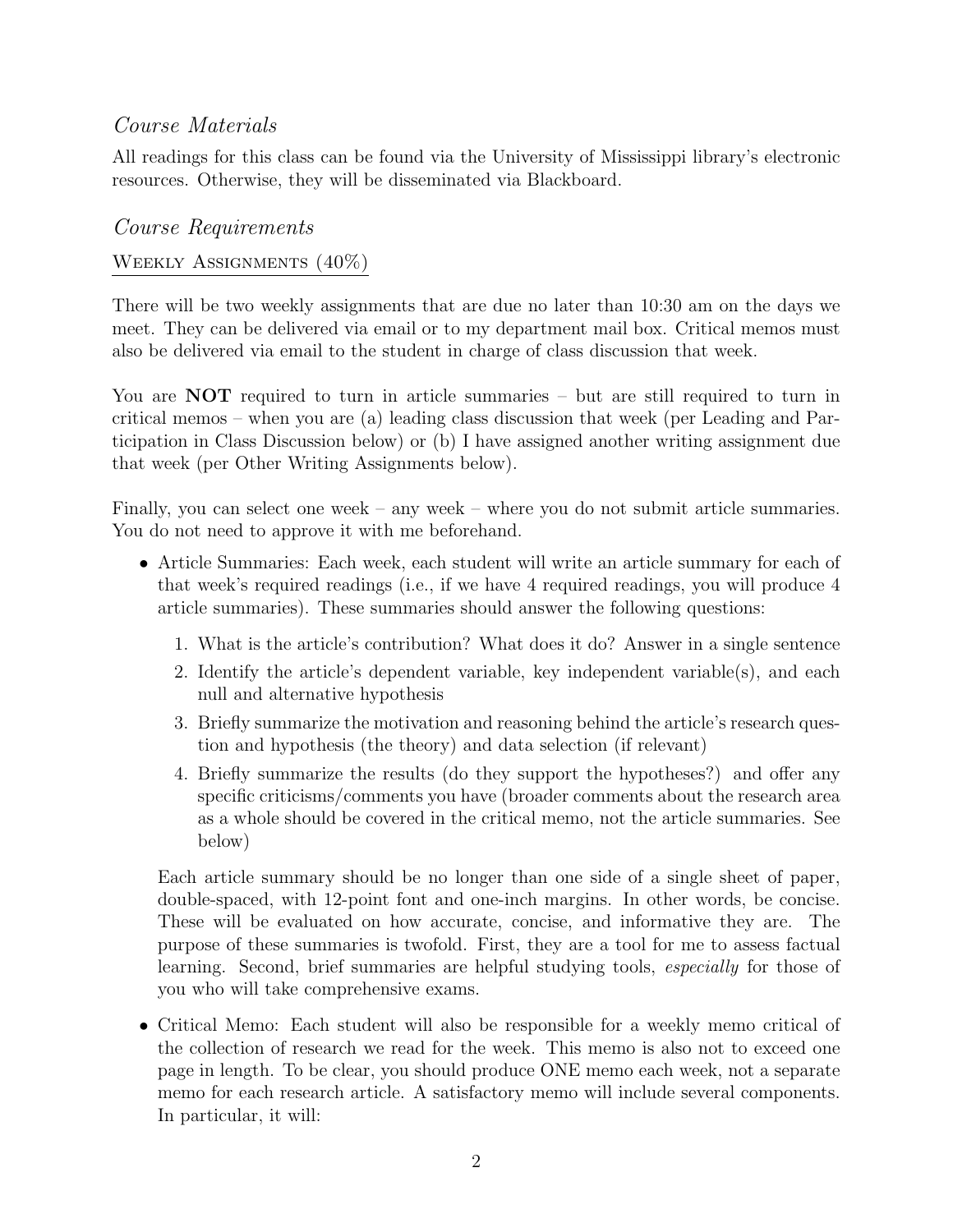## *Course Materials*

All readings for this class can be found via the University of Mississippi library's electronic resources. Otherwise, they will be disseminated via Blackboard.

## *Course Requirements*

### Weekly Assignments (40%)

There will be two weekly assignments that are due no later than 10:30 am on the days we meet. They can be delivered via email or to my department mail box. Critical memos must also be delivered via email to the student in charge of class discussion that week.

You are **NOT** required to turn in article summaries – but are still required to turn in critical memos – when you are (a) leading class discussion that week (per Leading and Participation in Class Discussion below) or (b) I have assigned another writing assignment due that week (per Other Writing Assignments below).

Finally, you can select one week – any week – where you do not submit article summaries. You do not need to approve it with me beforehand.

- Article Summaries: Each week, each student will write an article summary for each of that week's required readings (i.e., if we have 4 required readings, you will produce 4 article summaries). These summaries should answer the following questions:
  1. What is the article's contribution? What does it do? Answer in a single sentence
  2. Identify the article's dependent variable, key independent variable(s), and each null and alternative hypothesis
  3. Briefly summarize the motivation and reasoning behind the article's research question and hypothesis (the theory) and data selection (if relevant)
  4. Briefly summarize the results (do they support the hypotheses?) and offer any specific criticisms/comments you have (broader comments about the research area as a whole should be covered in the critical memo, not the article summaries. See below)

  Each article summary should be no longer than one side of a single sheet of paper, double-spaced, with 12-point font and one-inch margins. In other words, be concise. These will be evaluated on how accurate, concise, and informative they are. The purpose of these summaries is twofold. First, they are a tool for me to assess factual learning. Second, brief summaries are helpful studying tools, *especially* for those of you who will take comprehensive exams.

- Critical Memo: Each student will also be responsible for a weekly memo critical of the collection of research we read for the week. This memo is also not to exceed one page in length. To be clear, you should produce ONE memo each week, not a separate memo for each research article. A satisfactory memo will include several components. In particular, it will: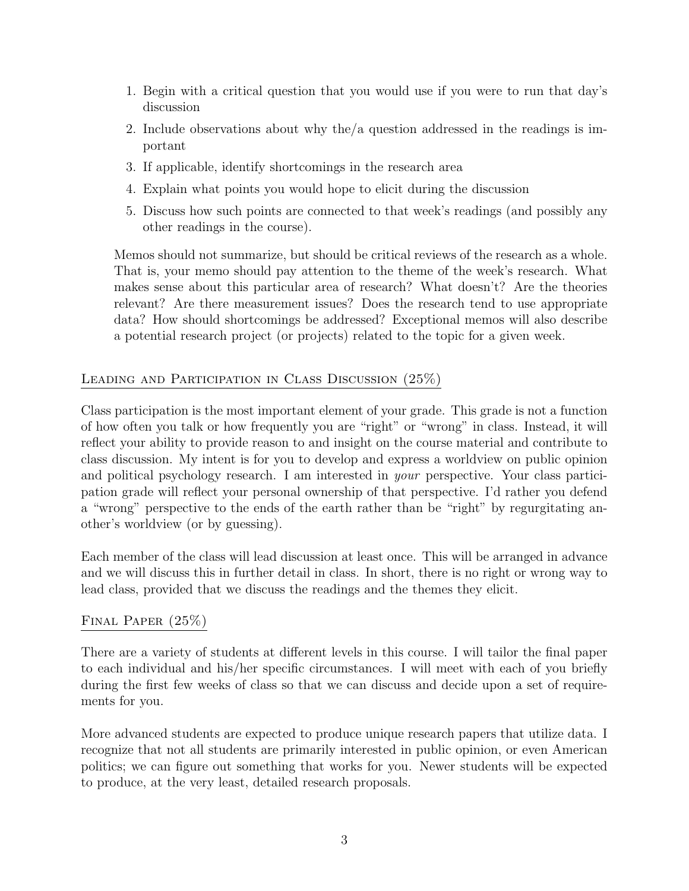1. Begin with a critical question that you would use if you were to run that day's discussion
2. Include observations about why the/a question addressed in the readings is important
3. If applicable, identify shortcomings in the research area
4. Explain what points you would hope to elicit during the discussion
5. Discuss how such points are connected to that week's readings (and possibly any other readings in the course).

Memos should not summarize, but should be critical reviews of the research as a whole. That is, your memo should pay attention to the theme of the week's research. What makes sense about this particular area of research? What doesn't? Are the theories relevant? Are there measurement issues? Does the research tend to use appropriate data? How should shortcomings be addressed? Exceptional memos will also describe a potential research project (or projects) related to the topic for a given week.

## Leading and Participation in Class Discussion (25%)

Class participation is the most important element of your grade. This grade is not a function of how often you talk or how frequently you are "right" or "wrong" in class. Instead, it will reflect your ability to provide reason to and insight on the course material and contribute to class discussion. My intent is for you to develop and express a worldview on public opinion and political psychology research. I am interested in *your* perspective. Your class participation grade will reflect your personal ownership of that perspective. I'd rather you defend a "wrong" perspective to the ends of the earth rather than be "right" by regurgitating another's worldview (or by guessing).

Each member of the class will lead discussion at least once. This will be arranged in advance and we will discuss this in further detail in class. In short, there is no right or wrong way to lead class, provided that we discuss the readings and the themes they elicit.

## Final Paper (25%)

There are a variety of students at different levels in this course. I will tailor the final paper to each individual and his/her specific circumstances. I will meet with each of you briefly during the first few weeks of class so that we can discuss and decide upon a set of requirements for you.

More advanced students are expected to produce unique research papers that utilize data. I recognize that not all students are primarily interested in public opinion, or even American politics; we can figure out something that works for you. Newer students will be expected to produce, at the very least, detailed research proposals.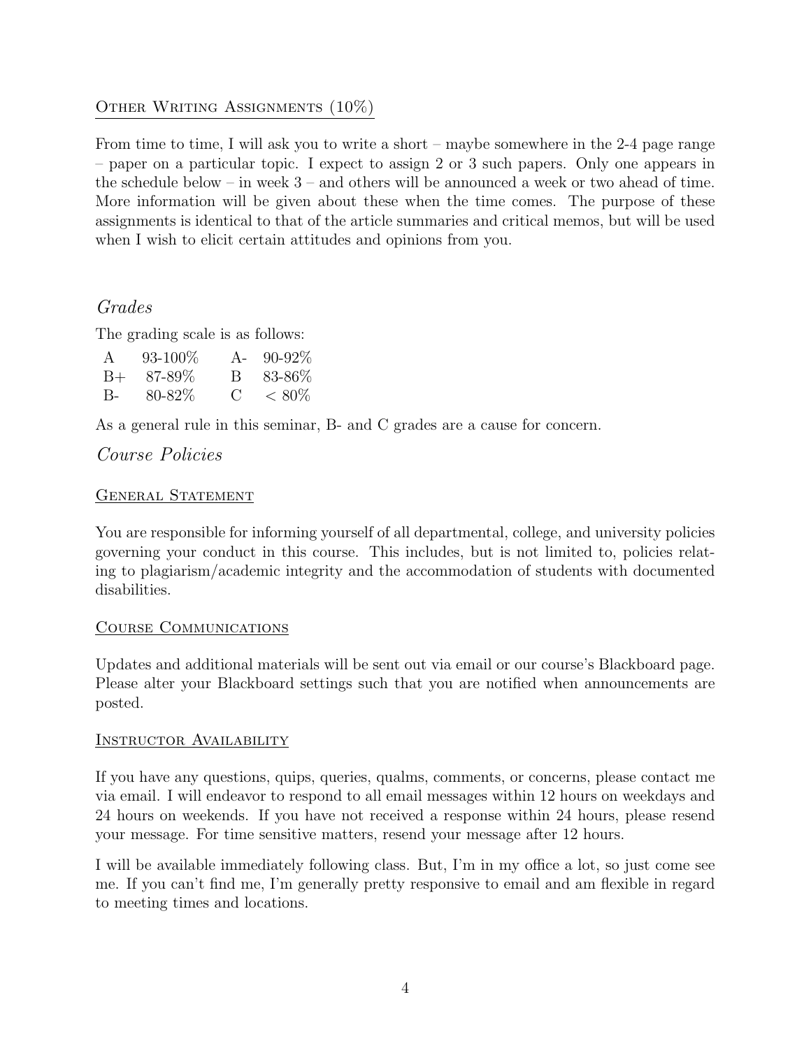### Other Writing Assignments (10%)

From time to time, I will ask you to write a short – maybe somewhere in the 2-4 page range – paper on a particular topic. I expect to assign 2 or 3 such papers. Only one appears in the schedule below – in week 3 – and others will be announced a week or two ahead of time. More information will be given about these when the time comes. The purpose of these assignments is identical to that of the article summaries and critical memos, but will be used when I wish to elicit certain attitudes and opinions from you.

## *Grades*

The grading scale is as follows:

| | | | |
|---|---|---|---|
| A | 93-100% | A- | 90-92% |
| B+ | 87-89% | B | 83-86% |
| B- | 80-82% | C | < 80% |

As a general rule in this seminar, B- and C grades are a cause for concern.

## *Course Policies*

### General Statement

You are responsible for informing yourself of all departmental, college, and university policies governing your conduct in this course. This includes, but is not limited to, policies relating to plagiarism/academic integrity and the accommodation of students with documented disabilities.

### Course Communications

Updates and additional materials will be sent out via email or our course's Blackboard page. Please alter your Blackboard settings such that you are notified when announcements are posted.

### Instructor Availability

If you have any questions, quips, queries, qualms, comments, or concerns, please contact me via email. I will endeavor to respond to all email messages within 12 hours on weekdays and 24 hours on weekends. If you have not received a response within 24 hours, please resend your message. For time sensitive matters, resend your message after 12 hours.

I will be available immediately following class. But, I'm in my office a lot, so just come see me. If you can't find me, I'm generally pretty responsive to email and am flexible in regard to meeting times and locations.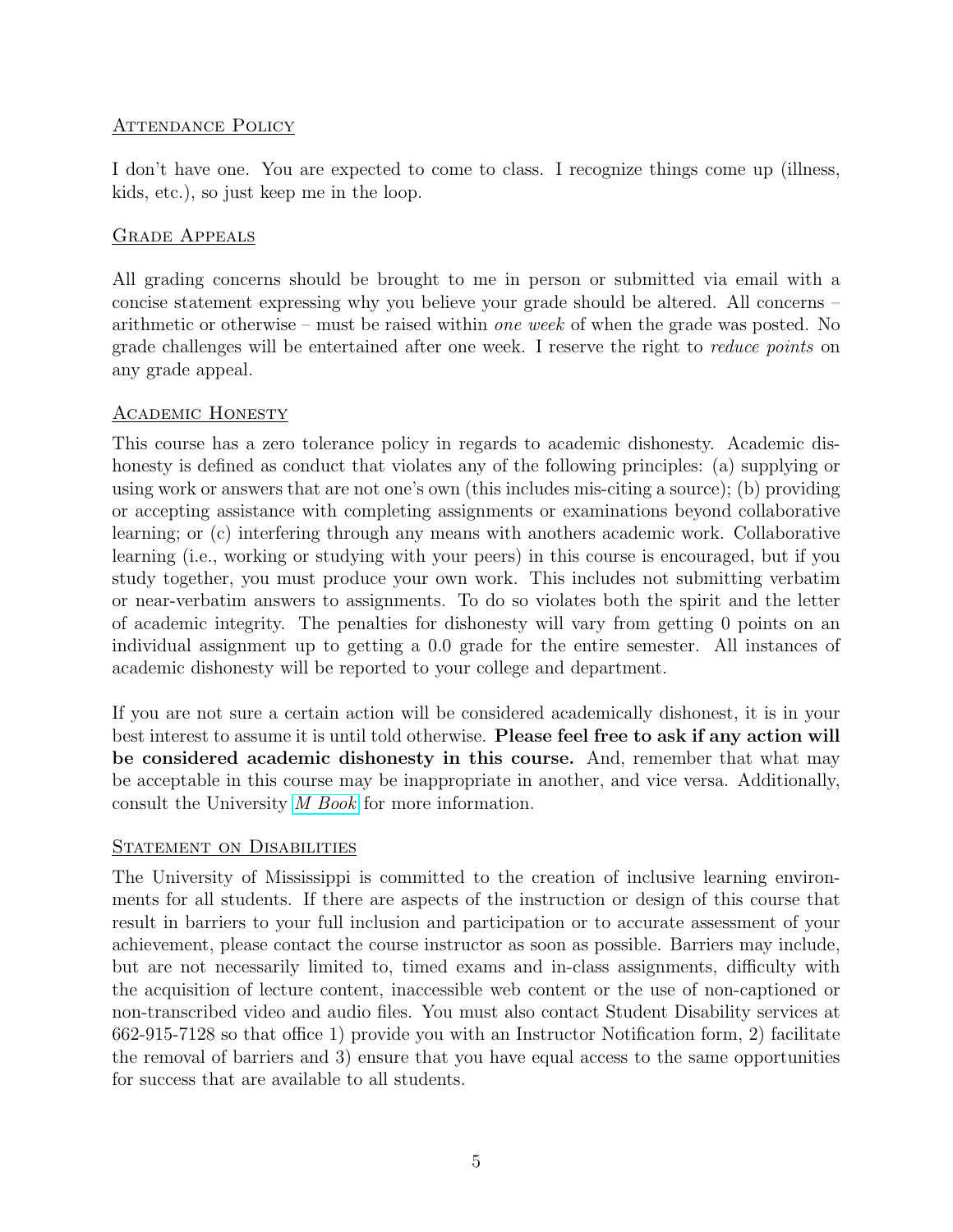## Attendance Policy

I don't have one. You are expected to come to class. I recognize things come up (illness, kids, etc.), so just keep me in the loop.

## Grade Appeals

All grading concerns should be brought to me in person or submitted via email with a concise statement expressing why you believe your grade should be altered. All concerns – arithmetic or otherwise – must be raised within *one week* of when the grade was posted. No grade challenges will be entertained after one week. I reserve the right to *reduce points* on any grade appeal.

## Academic Honesty

This course has a zero tolerance policy in regards to academic dishonesty. Academic dishonesty is defined as conduct that violates any of the following principles: (a) supplying or using work or answers that are not one's own (this includes mis-citing a source); (b) providing or accepting assistance with completing assignments or examinations beyond collaborative learning; or (c) interfering through any means with anothers academic work. Collaborative learning (i.e., working or studying with your peers) in this course is encouraged, but if you study together, you must produce your own work. This includes not submitting verbatim or near-verbatim answers to assignments. To do so violates both the spirit and the letter of academic integrity. The penalties for dishonesty will vary from getting 0 points on an individual assignment up to getting a 0.0 grade for the entire semester. All instances of academic dishonesty will be reported to your college and department.

If you are not sure a certain action will be considered academically dishonest, it is in your best interest to assume it is until told otherwise. **Please feel free to ask if any action will be considered academic dishonesty in this course.** And, remember that what may be acceptable in this course may be inappropriate in another, and vice versa. Additionally, consult the University *M Book* for more information.

## Statement on Disabilities

The University of Mississippi is committed to the creation of inclusive learning environments for all students. If there are aspects of the instruction or design of this course that result in barriers to your full inclusion and participation or to accurate assessment of your achievement, please contact the course instructor as soon as possible. Barriers may include, but are not necessarily limited to, timed exams and in-class assignments, difficulty with the acquisition of lecture content, inaccessible web content or the use of non-captioned or non-transcribed video and audio files. You must also contact Student Disability services at 662-915-7128 so that office 1) provide you with an Instructor Notification form, 2) facilitate the removal of barriers and 3) ensure that you have equal access to the same opportunities for success that are available to all students.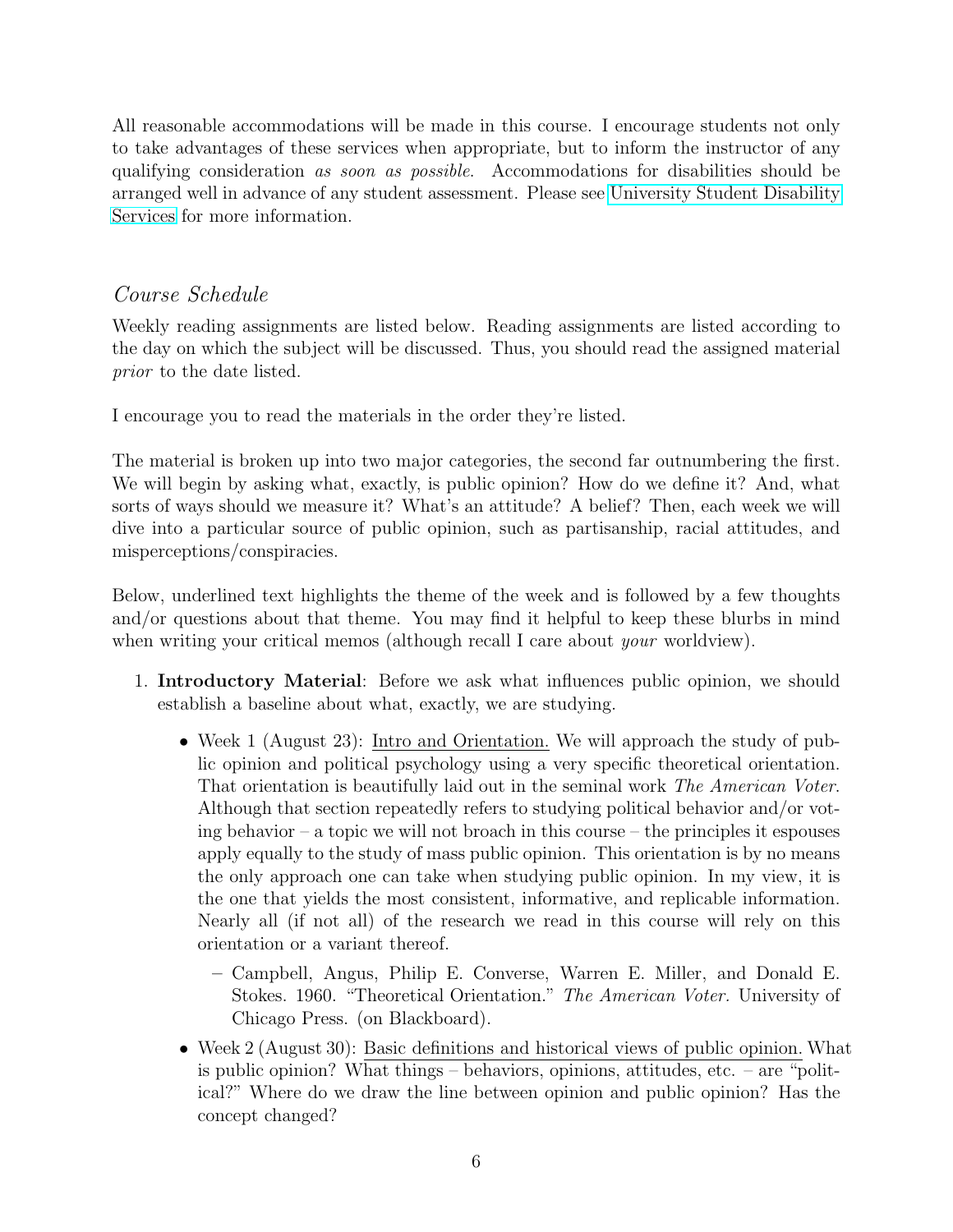All reasonable accommodations will be made in this course. I encourage students not only to take advantages of these services when appropriate, but to inform the instructor of any qualifying consideration *as soon as possible*. Accommodations for disabilities should be arranged well in advance of any student assessment. Please see University Student Disability Services for more information.

## *Course Schedule*

Weekly reading assignments are listed below. Reading assignments are listed according to the day on which the subject will be discussed. Thus, you should read the assigned material *prior* to the date listed.

I encourage you to read the materials in the order they're listed.

The material is broken up into two major categories, the second far outnumbering the first. We will begin by asking what, exactly, is public opinion? How do we define it? And, what sorts of ways should we measure it? What's an attitude? A belief? Then, each week we will dive into a particular source of public opinion, such as partisanship, racial attitudes, and misperceptions/conspiracies.

Below, underlined text highlights the theme of the week and is followed by a few thoughts and/or questions about that theme. You may find it helpful to keep these blurbs in mind when writing your critical memos (although recall I care about *your* worldview).

1. **Introductory Material**: Before we ask what influences public opinion, we should establish a baseline about what, exactly, we are studying.

   - Week 1 (August 23): <u>Intro and Orientation.</u> We will approach the study of public opinion and political psychology using a very specific theoretical orientation. That orientation is beautifully laid out in the seminal work *The American Voter*. Although that section repeatedly refers to studying political behavior and/or voting behavior – a topic we will not broach in this course – the principles it espouses apply equally to the study of mass public opinion. This orientation is by no means the only approach one can take when studying public opinion. In my view, it is the one that yields the most consistent, informative, and replicable information. Nearly all (if not all) of the research we read in this course will rely on this orientation or a variant thereof.
     - Campbell, Angus, Philip E. Converse, Warren E. Miller, and Donald E. Stokes. 1960. "Theoretical Orientation." *The American Voter.* University of Chicago Press. (on Blackboard).
   - Week 2 (August 30): <u>Basic definitions and historical views of public opinion.</u> What is public opinion? What things – behaviors, opinions, attitudes, etc. – are "political?" Where do we draw the line between opinion and public opinion? Has the concept changed?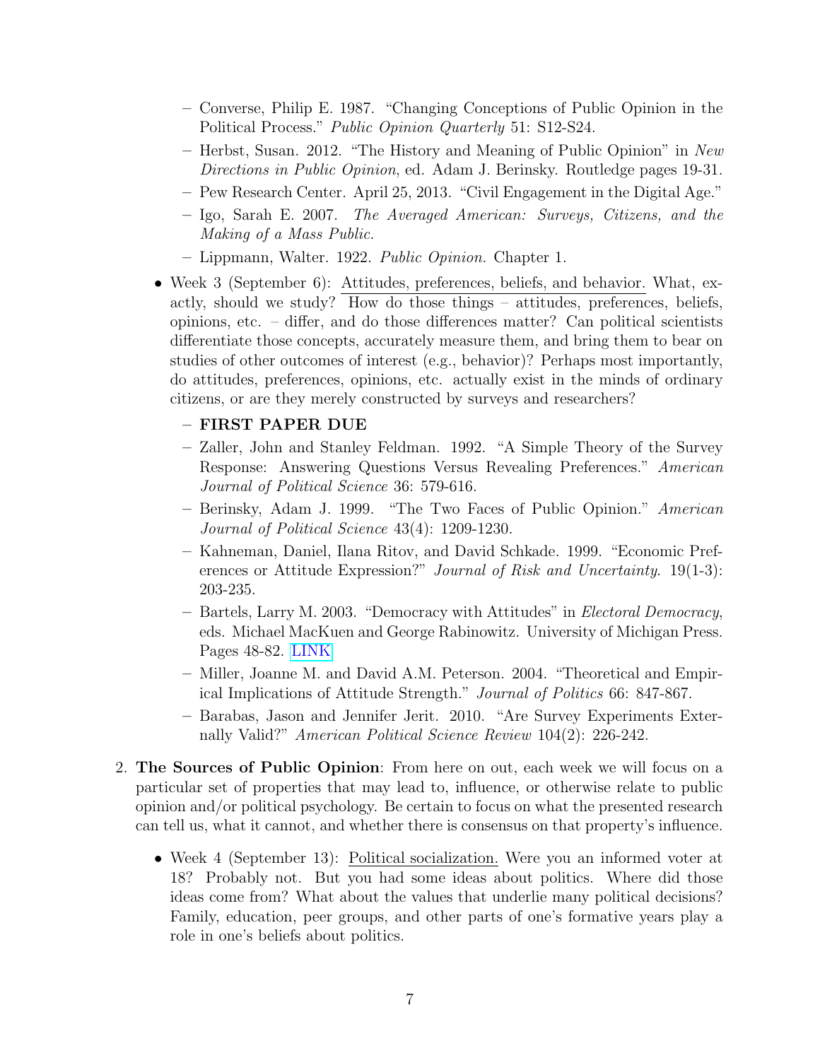- Converse, Philip E. 1987. "Changing Conceptions of Public Opinion in the Political Process." *Public Opinion Quarterly* 51: S12-S24.
  - Herbst, Susan. 2012. "The History and Meaning of Public Opinion" in *New Directions in Public Opinion*, ed. Adam J. Berinsky. Routledge pages 19-31.
  - Pew Research Center. April 25, 2013. "Civil Engagement in the Digital Age."
  - Igo, Sarah E. 2007. *The Averaged American: Surveys, Citizens, and the Making of a Mass Public.*
  - Lippmann, Walter. 1922. *Public Opinion.* Chapter 1.

- Week 3 (September 6): <u>Attitudes, preferences, beliefs, and behavior.</u> What, exactly, should we study? How do those things – attitudes, preferences, beliefs, opinions, etc. – differ, and do those differences matter? Can political scientists differentiate those concepts, accurately measure them, and bring them to bear on studies of other outcomes of interest (e.g., behavior)? Perhaps most importantly, do attitudes, preferences, opinions, etc. actually exist in the minds of ordinary citizens, or are they merely constructed by surveys and researchers?
  - **FIRST PAPER DUE**
  - Zaller, John and Stanley Feldman. 1992. "A Simple Theory of the Survey Response: Answering Questions Versus Revealing Preferences." *American Journal of Political Science* 36: 579-616.
  - Berinsky, Adam J. 1999. "The Two Faces of Public Opinion." *American Journal of Political Science* 43(4): 1209-1230.
  - Kahneman, Daniel, Ilana Ritov, and David Schkade. 1999. "Economic Preferences or Attitude Expression?" *Journal of Risk and Uncertainty*. 19(1-3): 203-235.
  - Bartels, Larry M. 2003. "Democracy with Attitudes" in *Electoral Democracy*, eds. Michael MacKuen and George Rabinowitz. University of Michigan Press. Pages 48-82. LINK
  - Miller, Joanne M. and David A.M. Peterson. 2004. "Theoretical and Empirical Implications of Attitude Strength." *Journal of Politics* 66: 847-867.
  - Barabas, Jason and Jennifer Jerit. 2010. "Are Survey Experiments Externally Valid?" *American Political Science Review* 104(2): 226-242.

2. **The Sources of Public Opinion**: From here on out, each week we will focus on a particular set of properties that may lead to, influence, or otherwise relate to public opinion and/or political psychology. Be certain to focus on what the presented research can tell us, what it cannot, and whether there is consensus on that property's influence.

   - Week 4 (September 13): <u>Political socialization.</u> Were you an informed voter at 18? Probably not. But you had some ideas about politics. Where did those ideas come from? What about the values that underlie many political decisions? Family, education, peer groups, and other parts of one's formative years play a role in one's beliefs about politics.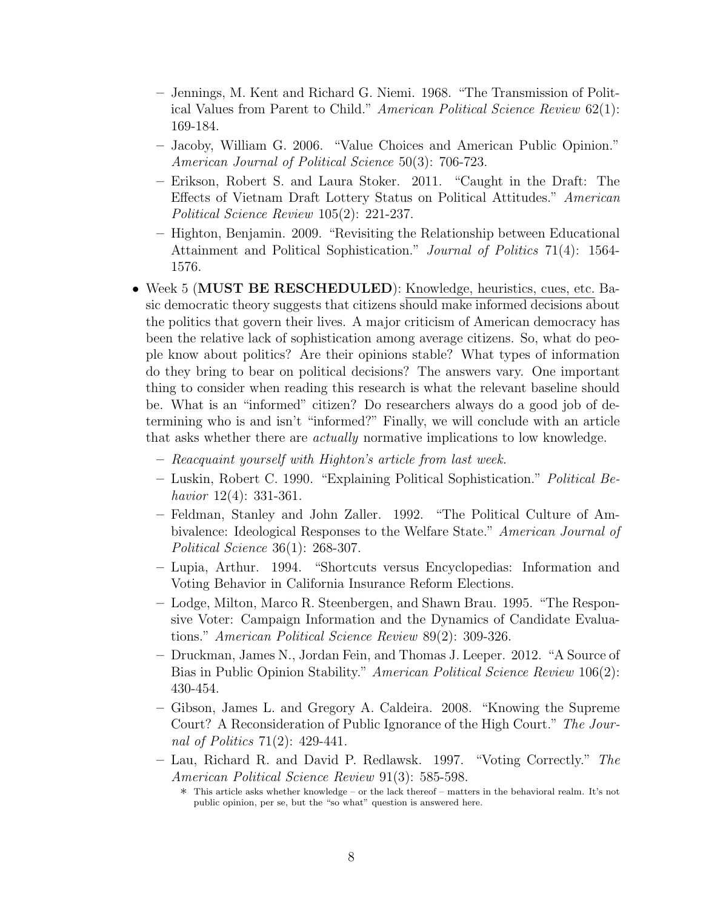- Jennings, M. Kent and Richard G. Niemi. 1968. "The Transmission of Political Values from Parent to Child." *American Political Science Review* 62(1): 169-184.
  - Jacoby, William G. 2006. "Value Choices and American Public Opinion." *American Journal of Political Science* 50(3): 706-723.
  - Erikson, Robert S. and Laura Stoker. 2011. "Caught in the Draft: The Effects of Vietnam Draft Lottery Status on Political Attitudes." *American Political Science Review* 105(2): 221-237.
  - Highton, Benjamin. 2009. "Revisiting the Relationship between Educational Attainment and Political Sophistication." *Journal of Politics* 71(4): 1564-1576.

- Week 5 (**MUST BE RESCHEDULED**): Knowledge, heuristics, cues, etc. Basic democratic theory suggests that citizens should make informed decisions about the politics that govern their lives. A major criticism of American democracy has been the relative lack of sophistication among average citizens. So, what do people know about politics? Are their opinions stable? What types of information do they bring to bear on political decisions? The answers vary. One important thing to consider when reading this research is what the relevant baseline should be. What is an "informed" citizen? Do researchers always do a good job of determining who is and isn't "informed?" Finally, we will conclude with an article that asks whether there are *actually* normative implications to low knowledge.
  - *Reacquaint yourself with Highton's article from last week.*
  - Luskin, Robert C. 1990. "Explaining Political Sophistication." *Political Behavior* 12(4): 331-361.
  - Feldman, Stanley and John Zaller. 1992. "The Political Culture of Ambivalence: Ideological Responses to the Welfare State." *American Journal of Political Science* 36(1): 268-307.
  - Lupia, Arthur. 1994. "Shortcuts versus Encyclopedias: Information and Voting Behavior in California Insurance Reform Elections.
  - Lodge, Milton, Marco R. Steenbergen, and Shawn Brau. 1995. "The Responsive Voter: Campaign Information and the Dynamics of Candidate Evaluations." *American Political Science Review* 89(2): 309-326.
  - Druckman, James N., Jordan Fein, and Thomas J. Leeper. 2012. "A Source of Bias in Public Opinion Stability." *American Political Science Review* 106(2): 430-454.
  - Gibson, James L. and Gregory A. Caldeira. 2008. "Knowing the Supreme Court? A Reconsideration of Public Ignorance of the High Court." *The Journal of Politics* 71(2): 429-441.
  - Lau, Richard R. and David P. Redlawsk. 1997. "Voting Correctly." *The American Political Science Review* 91(3): 585-598.
    - This article asks whether knowledge – or the lack thereof – matters in the behavioral realm. It's not public opinion, per se, but the "so what" question is answered here.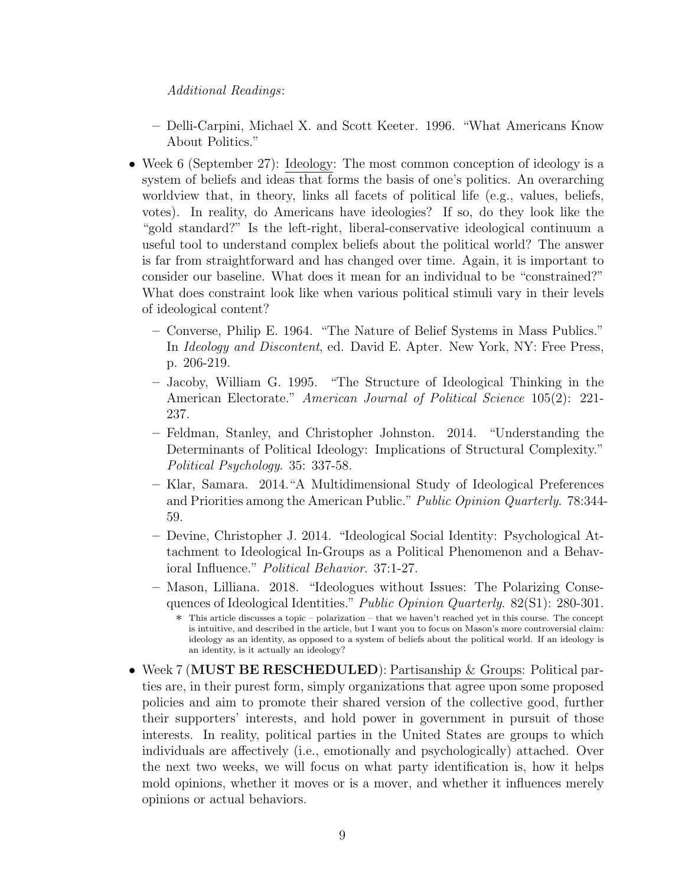*Additional Readings*:

- Delli-Carpini, Michael X. and Scott Keeter. 1996. "What Americans Know About Politics."

- Week 6 (September 27): Ideology: The most common conception of ideology is a system of beliefs and ideas that forms the basis of one's politics. An overarching worldview that, in theory, links all facets of political life (e.g., values, beliefs, votes). In reality, do Americans have ideologies? If so, do they look like the "gold standard?" Is the left-right, liberal-conservative ideological continuum a useful tool to understand complex beliefs about the political world? The answer is far from straightforward and has changed over time. Again, it is important to consider our baseline. What does it mean for an individual to be "constrained?" What does constraint look like when various political stimuli vary in their levels of ideological content?
  - Converse, Philip E. 1964. "The Nature of Belief Systems in Mass Publics." In *Ideology and Discontent*, ed. David E. Apter. New York, NY: Free Press, p. 206-219.
  - Jacoby, William G. 1995. "The Structure of Ideological Thinking in the American Electorate." *American Journal of Political Science* 105(2): 221-237.
  - Feldman, Stanley, and Christopher Johnston. 2014. "Understanding the Determinants of Political Ideology: Implications of Structural Complexity." *Political Psychology*. 35: 337-58.
  - Klar, Samara. 2014."A Multidimensional Study of Ideological Preferences and Priorities among the American Public." *Public Opinion Quarterly*. 78:344-59.
  - Devine, Christopher J. 2014. "Ideological Social Identity: Psychological Attachment to Ideological In-Groups as a Political Phenomenon and a Behavioral Influence." *Political Behavior*. 37:1-27.
  - Mason, Lilliana. 2018. "Ideologues without Issues: The Polarizing Consequences of Ideological Identities." *Public Opinion Quarterly*. 82(S1): 280-301.
    - This article discusses a topic – polarization – that we haven't reached yet in this course. The concept is intuitive, and described in the article, but I want you to focus on Mason's more controversial claim: ideology as an identity, as opposed to a system of beliefs about the political world. If an ideology is an identity, is it actually an ideology?

- Week 7 (**MUST BE RESCHEDULED**): Partisanship & Groups: Political parties are, in their purest form, simply organizations that agree upon some proposed policies and aim to promote their shared version of the collective good, further their supporters' interests, and hold power in government in pursuit of those interests. In reality, political parties in the United States are groups to which individuals are affectively (i.e., emotionally and psychologically) attached. Over the next two weeks, we will focus on what party identification is, how it helps mold opinions, whether it moves or is a mover, and whether it influences merely opinions or actual behaviors.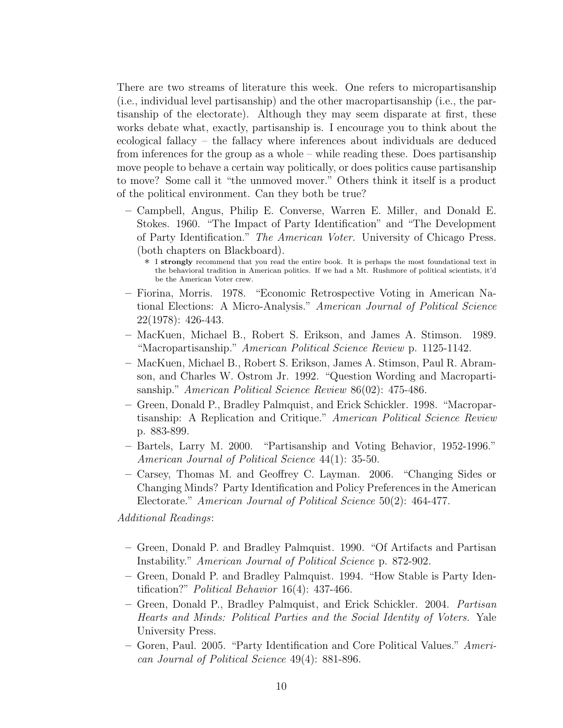There are two streams of literature this week. One refers to micropartisanship (i.e., individual level partisanship) and the other macropartisanship (i.e., the partisanship of the electorate). Although they may seem disparate at first, these works debate what, exactly, partisanship is. I encourage you to think about the ecological fallacy – the fallacy where inferences about individuals are deduced from inferences for the group as a whole – while reading these. Does partisanship move people to behave a certain way politically, or does politics cause partisanship to move? Some call it "the unmoved mover." Others think it itself is a product of the political environment. Can they both be true?

- Campbell, Angus, Philip E. Converse, Warren E. Miller, and Donald E. Stokes. 1960. "The Impact of Party Identification" and "The Development of Party Identification." *The American Voter.* University of Chicago Press. (both chapters on Blackboard).
  - I **strongly** recommend that you read the entire book. It is perhaps the most foundational text in the behavioral tradition in American politics. If we had a Mt. Rushmore of political scientists, it'd be the American Voter crew.
- Fiorina, Morris. 1978. "Economic Retrospective Voting in American National Elections: A Micro-Analysis." *American Journal of Political Science* 22(1978): 426-443.
- MacKuen, Michael B., Robert S. Erikson, and James A. Stimson. 1989. "Macropartisanship." *American Political Science Review* p. 1125-1142.
- MacKuen, Michael B., Robert S. Erikson, James A. Stimson, Paul R. Abramson, and Charles W. Ostrom Jr. 1992. "Question Wording and Macropartisanship." *American Political Science Review* 86(02): 475-486.
- Green, Donald P., Bradley Palmquist, and Erick Schickler. 1998. "Macropartisanship: A Replication and Critique." *American Political Science Review* p. 883-899.
- Bartels, Larry M. 2000. "Partisanship and Voting Behavior, 1952-1996." *American Journal of Political Science* 44(1): 35-50.
- Carsey, Thomas M. and Geoffrey C. Layman. 2006. "Changing Sides or Changing Minds? Party Identification and Policy Preferences in the American Electorate." *American Journal of Political Science* 50(2): 464-477.

*Additional Readings*:

- Green, Donald P. and Bradley Palmquist. 1990. "Of Artifacts and Partisan Instability." *American Journal of Political Science* p. 872-902.
- Green, Donald P. and Bradley Palmquist. 1994. "How Stable is Party Identification?" *Political Behavior* 16(4): 437-466.
- Green, Donald P., Bradley Palmquist, and Erick Schickler. 2004. *Partisan Hearts and Minds: Political Parties and the Social Identity of Voters.* Yale University Press.
- Goren, Paul. 2005. "Party Identification and Core Political Values." *American Journal of Political Science* 49(4): 881-896.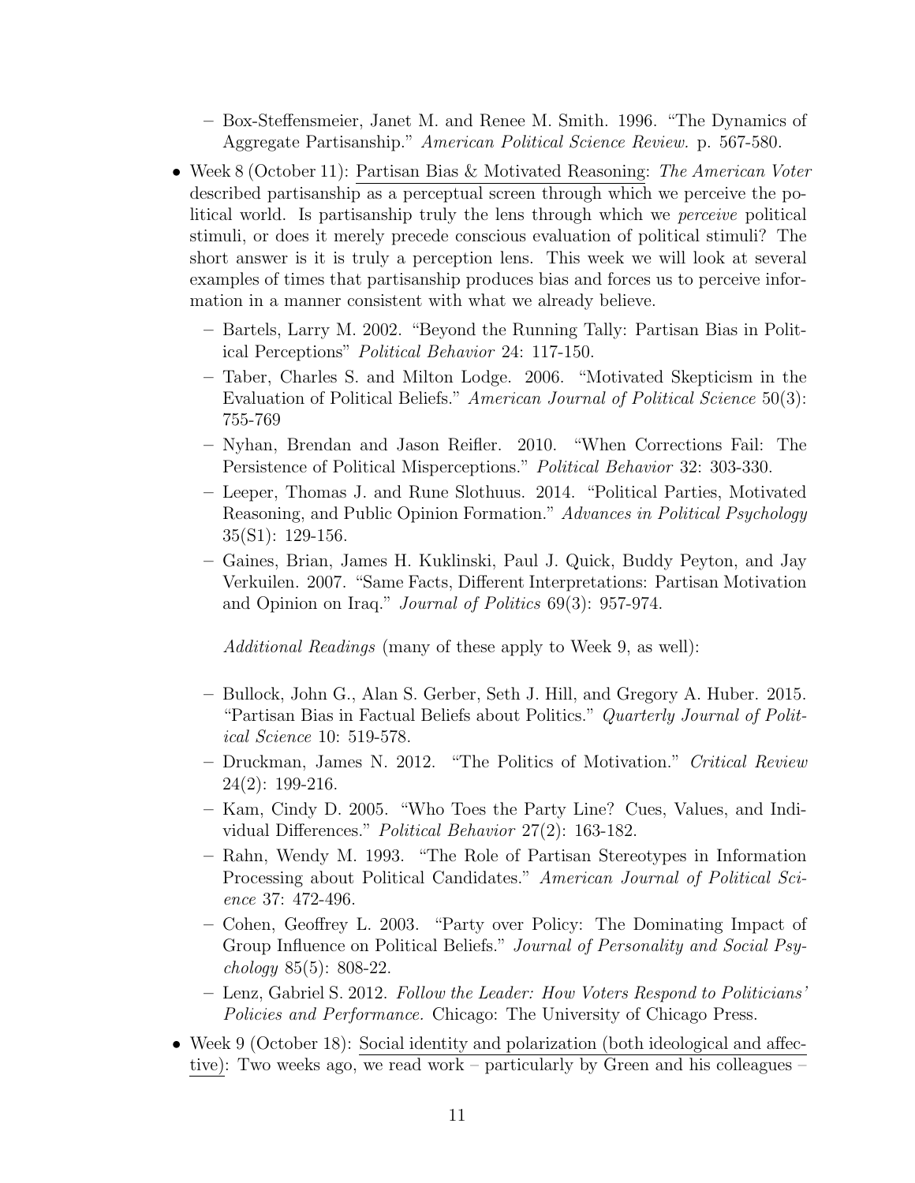- Box-Steffensmeier, Janet M. and Renee M. Smith. 1996. "The Dynamics of Aggregate Partisanship." *American Political Science Review.* p. 567-580.

- Week 8 (October 11): Partisan Bias & Motivated Reasoning: *The American Voter* described partisanship as a perceptual screen through which we perceive the political world. Is partisanship truly the lens through which we *perceive* political stimuli, or does it merely precede conscious evaluation of political stimuli? The short answer is it is truly a perception lens. This week we will look at several examples of times that partisanship produces bias and forces us to perceive information in a manner consistent with what we already believe.
  - Bartels, Larry M. 2002. "Beyond the Running Tally: Partisan Bias in Political Perceptions" *Political Behavior* 24: 117-150.
  - Taber, Charles S. and Milton Lodge. 2006. "Motivated Skepticism in the Evaluation of Political Beliefs." *American Journal of Political Science* 50(3): 755-769
  - Nyhan, Brendan and Jason Reifler. 2010. "When Corrections Fail: The Persistence of Political Misperceptions." *Political Behavior* 32: 303-330.
  - Leeper, Thomas J. and Rune Slothuus. 2014. "Political Parties, Motivated Reasoning, and Public Opinion Formation." *Advances in Political Psychology* 35(S1): 129-156.
  - Gaines, Brian, James H. Kuklinski, Paul J. Quick, Buddy Peyton, and Jay Verkuilen. 2007. "Same Facts, Different Interpretations: Partisan Motivation and Opinion on Iraq." *Journal of Politics* 69(3): 957-974.

  *Additional Readings* (many of these apply to Week 9, as well):

  - Bullock, John G., Alan S. Gerber, Seth J. Hill, and Gregory A. Huber. 2015. "Partisan Bias in Factual Beliefs about Politics." *Quarterly Journal of Political Science* 10: 519-578.
  - Druckman, James N. 2012. "The Politics of Motivation." *Critical Review* 24(2): 199-216.
  - Kam, Cindy D. 2005. "Who Toes the Party Line? Cues, Values, and Individual Differences." *Political Behavior* 27(2): 163-182.
  - Rahn, Wendy M. 1993. "The Role of Partisan Stereotypes in Information Processing about Political Candidates." *American Journal of Political Science* 37: 472-496.
  - Cohen, Geoffrey L. 2003. "Party over Policy: The Dominating Impact of Group Influence on Political Beliefs." *Journal of Personality and Social Psychology* 85(5): 808-22.
  - Lenz, Gabriel S. 2012. *Follow the Leader: How Voters Respond to Politicians' Policies and Performance.* Chicago: The University of Chicago Press.

- Week 9 (October 18): Social identity and polarization (both ideological and affective): Two weeks ago, we read work – particularly by Green and his colleagues –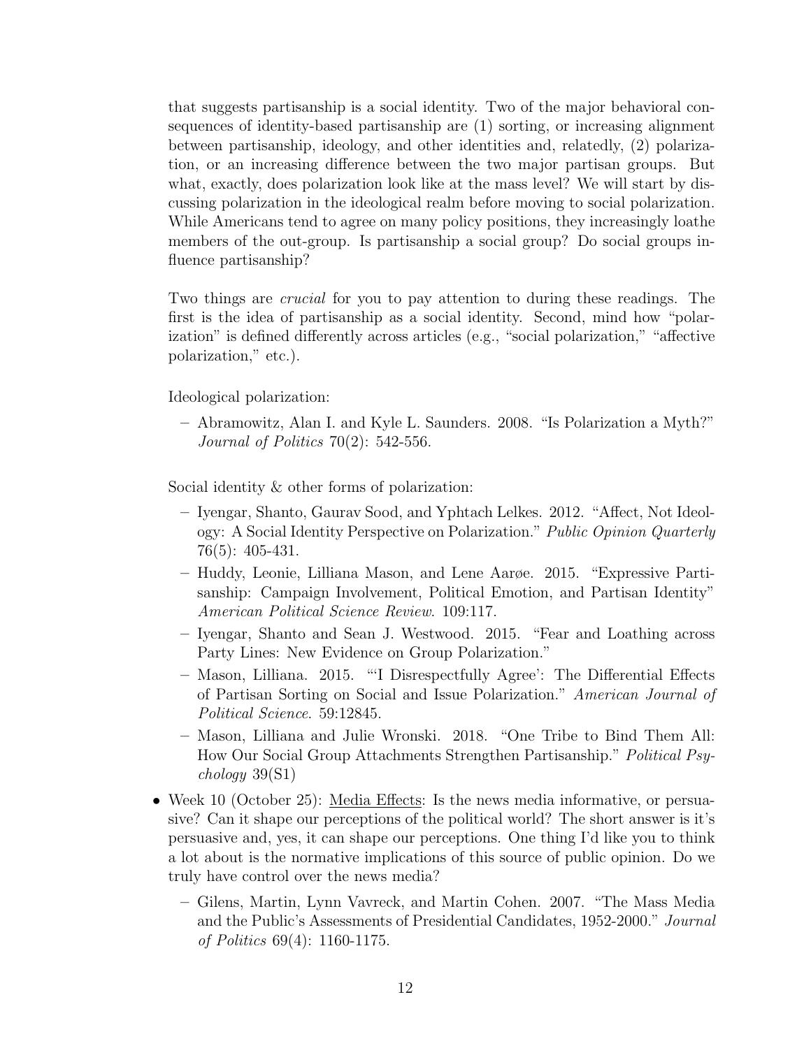that suggests partisanship is a social identity. Two of the major behavioral consequences of identity-based partisanship are (1) sorting, or increasing alignment between partisanship, ideology, and other identities and, relatedly, (2) polarization, or an increasing difference between the two major partisan groups. But what, exactly, does polarization look like at the mass level? We will start by discussing polarization in the ideological realm before moving to social polarization. While Americans tend to agree on many policy positions, they increasingly loathe members of the out-group. Is partisanship a social group? Do social groups influence partisanship?

Two things are *crucial* for you to pay attention to during these readings. The first is the idea of partisanship as a social identity. Second, mind how "polarization" is defined differently across articles (e.g., "social polarization," "affective polarization," etc.).

Ideological polarization:

- Abramowitz, Alan I. and Kyle L. Saunders. 2008. "Is Polarization a Myth?" *Journal of Politics* 70(2): 542-556.

Social identity & other forms of polarization:

- Iyengar, Shanto, Gaurav Sood, and Yphtach Lelkes. 2012. "Affect, Not Ideology: A Social Identity Perspective on Polarization." *Public Opinion Quarterly* 76(5): 405-431.
- Huddy, Leonie, Lilliana Mason, and Lene Aarøe. 2015. "Expressive Partisanship: Campaign Involvement, Political Emotion, and Partisan Identity" *American Political Science Review*. 109:117.
- Iyengar, Shanto and Sean J. Westwood. 2015. "Fear and Loathing across Party Lines: New Evidence on Group Polarization."
- Mason, Lilliana. 2015. "'I Disrespectfully Agree': The Differential Effects of Partisan Sorting on Social and Issue Polarization." *American Journal of Political Science*. 59:12845.
- Mason, Lilliana and Julie Wronski. 2018. "One Tribe to Bind Them All: How Our Social Group Attachments Strengthen Partisanship." *Political Psychology* 39(S1)

- Week 10 (October 25): Media Effects: Is the news media informative, or persuasive? Can it shape our perceptions of the political world? The short answer is it's persuasive and, yes, it can shape our perceptions. One thing I'd like you to think a lot about is the normative implications of this source of public opinion. Do we truly have control over the news media?
  - Gilens, Martin, Lynn Vavreck, and Martin Cohen. 2007. "The Mass Media and the Public's Assessments of Presidential Candidates, 1952-2000." *Journal of Politics* 69(4): 1160-1175.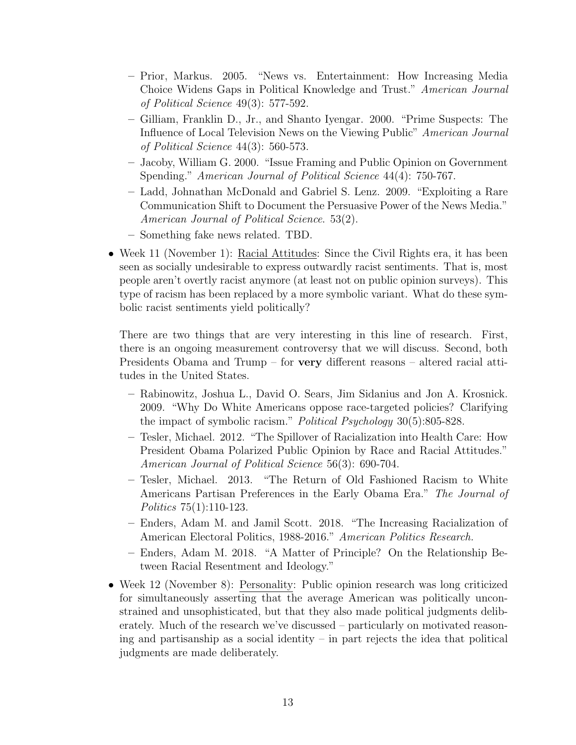- Prior, Markus. 2005. "News vs. Entertainment: How Increasing Media Choice Widens Gaps in Political Knowledge and Trust." *American Journal of Political Science* 49(3): 577-592.
  - Gilliam, Franklin D., Jr., and Shanto Iyengar. 2000. "Prime Suspects: The Influence of Local Television News on the Viewing Public" *American Journal of Political Science* 44(3): 560-573.
  - Jacoby, William G. 2000. "Issue Framing and Public Opinion on Government Spending." *American Journal of Political Science* 44(4): 750-767.
  - Ladd, Johnathan McDonald and Gabriel S. Lenz. 2009. "Exploiting a Rare Communication Shift to Document the Persuasive Power of the News Media." *American Journal of Political Science*. 53(2).
  - Something fake news related. TBD.

- Week 11 (November 1): <u>Racial Attitudes</u>: Since the Civil Rights era, it has been seen as socially undesirable to express outwardly racist sentiments. That is, most people aren't overtly racist anymore (at least not on public opinion surveys). This type of racism has been replaced by a more symbolic variant. What do these symbolic racist sentiments yield politically?

  There are two things that are very interesting in this line of research. First, there is an ongoing measurement controversy that we will discuss. Second, both Presidents Obama and Trump – for **very** different reasons – altered racial attitudes in the United States.

  - Rabinowitz, Joshua L., David O. Sears, Jim Sidanius and Jon A. Krosnick. 2009. "Why Do White Americans oppose race-targeted policies? Clarifying the impact of symbolic racism." *Political Psychology* 30(5):805-828.
  - Tesler, Michael. 2012. "The Spillover of Racialization into Health Care: How President Obama Polarized Public Opinion by Race and Racial Attitudes." *American Journal of Political Science* 56(3): 690-704.
  - Tesler, Michael. 2013. "The Return of Old Fashioned Racism to White Americans Partisan Preferences in the Early Obama Era." *The Journal of Politics* 75(1):110-123.
  - Enders, Adam M. and Jamil Scott. 2018. "The Increasing Racialization of American Electoral Politics, 1988-2016." *American Politics Research.*
  - Enders, Adam M. 2018. "A Matter of Principle? On the Relationship Between Racial Resentment and Ideology."

- Week 12 (November 8): <u>Personality</u>: Public opinion research was long criticized for simultaneously asserting that the average American was politically unconstrained and unsophisticated, but that they also made political judgments deliberately. Much of the research we've discussed – particularly on motivated reasoning and partisanship as a social identity – in part rejects the idea that political judgments are made deliberately.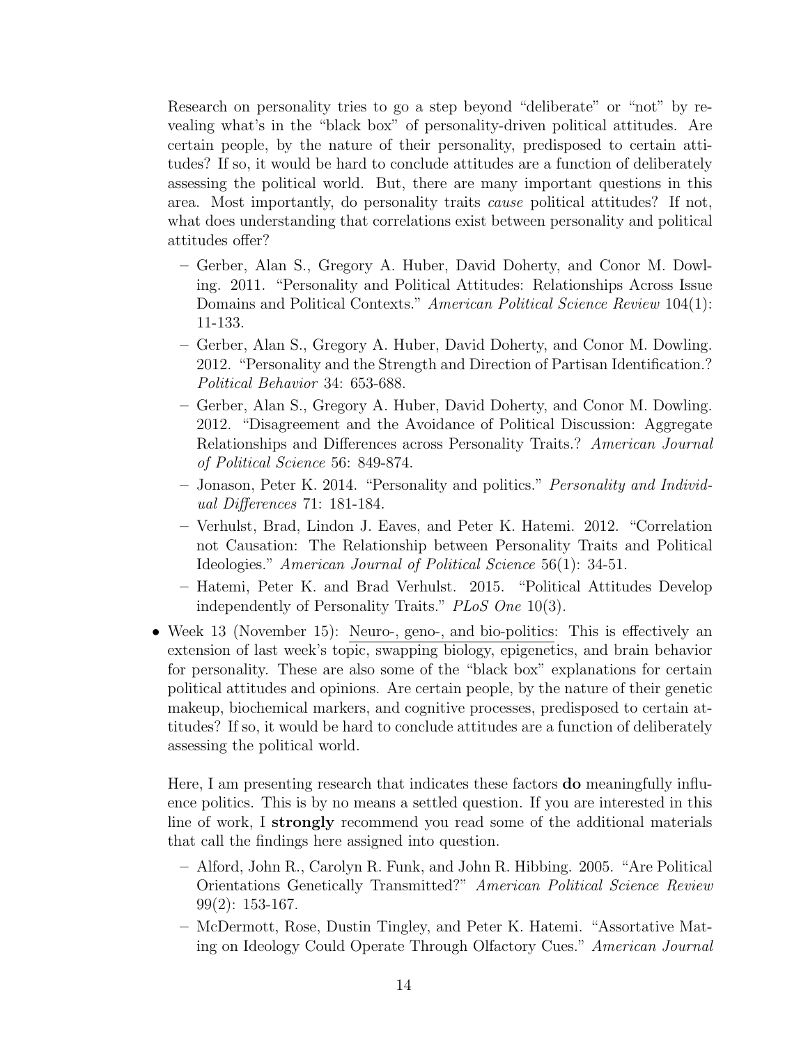Research on personality tries to go a step beyond "deliberate" or "not" by revealing what's in the "black box" of personality-driven political attitudes. Are certain people, by the nature of their personality, predisposed to certain attitudes? If so, it would be hard to conclude attitudes are a function of deliberately assessing the political world. But, there are many important questions in this area. Most importantly, do personality traits *cause* political attitudes? If not, what does understanding that correlations exist between personality and political attitudes offer?

  - Gerber, Alan S., Gregory A. Huber, David Doherty, and Conor M. Dowling. 2011. "Personality and Political Attitudes: Relationships Across Issue Domains and Political Contexts." *American Political Science Review* 104(1): 11-133.
  - Gerber, Alan S., Gregory A. Huber, David Doherty, and Conor M. Dowling. 2012. "Personality and the Strength and Direction of Partisan Identification.? *Political Behavior* 34: 653-688.
  - Gerber, Alan S., Gregory A. Huber, David Doherty, and Conor M. Dowling. 2012. "Disagreement and the Avoidance of Political Discussion: Aggregate Relationships and Differences across Personality Traits.? *American Journal of Political Science* 56: 849-874.
  - Jonason, Peter K. 2014. "Personality and politics." *Personality and Individual Differences* 71: 181-184.
  - Verhulst, Brad, Lindon J. Eaves, and Peter K. Hatemi. 2012. "Correlation not Causation: The Relationship between Personality Traits and Political Ideologies." *American Journal of Political Science* 56(1): 34-51.
  - Hatemi, Peter K. and Brad Verhulst. 2015. "Political Attitudes Develop independently of Personality Traits." *PLoS One* 10(3).

- Week 13 (November 15): Neuro-, geno-, and bio-politics: This is effectively an extension of last week's topic, swapping biology, epigenetics, and brain behavior for personality. These are also some of the "black box" explanations for certain political attitudes and opinions. Are certain people, by the nature of their genetic makeup, biochemical markers, and cognitive processes, predisposed to certain attitudes? If so, it would be hard to conclude attitudes are a function of deliberately assessing the political world.

  Here, I am presenting research that indicates these factors **do** meaningfully influence politics. This is by no means a settled question. If you are interested in this line of work, I **strongly** recommend you read some of the additional materials that call the findings here assigned into question.

  - Alford, John R., Carolyn R. Funk, and John R. Hibbing. 2005. "Are Political Orientations Genetically Transmitted?" *American Political Science Review* 99(2): 153-167.
  - McDermott, Rose, Dustin Tingley, and Peter K. Hatemi. "Assortative Mating on Ideology Could Operate Through Olfactory Cues." *American Journal*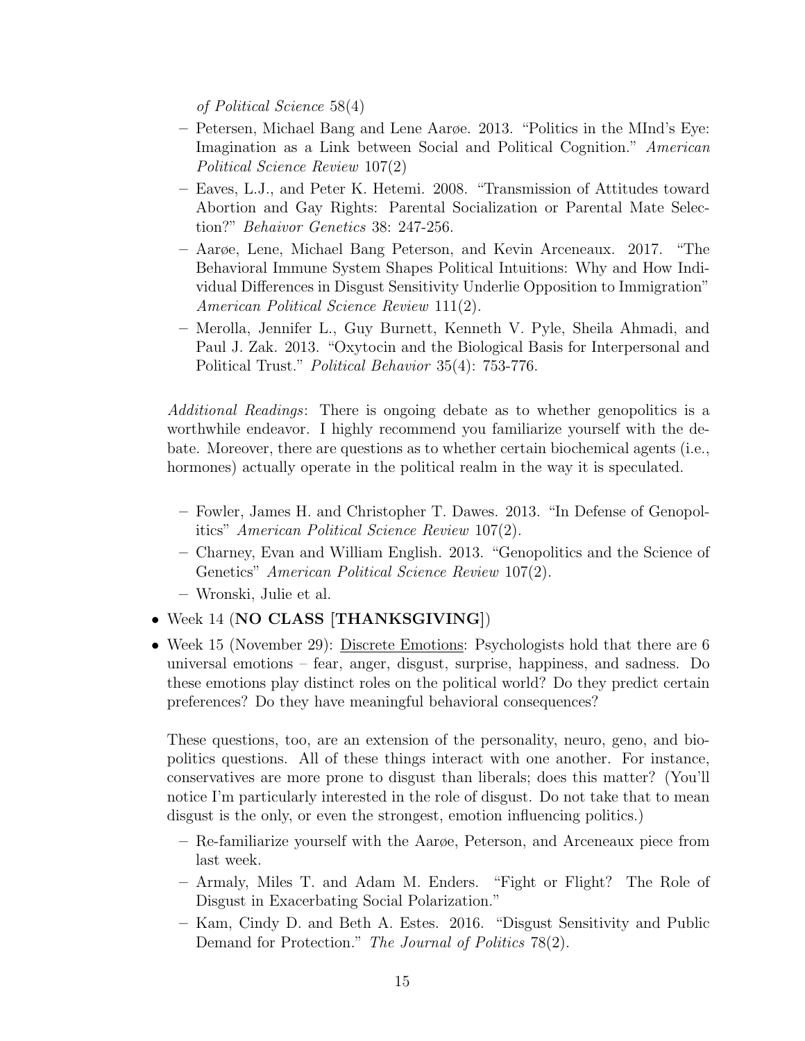*of Political Science* 58(4)

  - Petersen, Michael Bang and Lene Aarøe. 2013. "Politics in the MInd's Eye: Imagination as a Link between Social and Political Cognition." *American Political Science Review* 107(2)
  - Eaves, L.J., and Peter K. Hetemi. 2008. "Transmission of Attitudes toward Abortion and Gay Rights: Parental Socialization or Parental Mate Selection?" *Behaivor Genetics* 38: 247-256.
  - Aarøe, Lene, Michael Bang Peterson, and Kevin Arceneaux. 2017. "The Behavioral Immune System Shapes Political Intuitions: Why and How Individual Differences in Disgust Sensitivity Underlie Opposition to Immigration" *American Political Science Review* 111(2).
  - Merolla, Jennifer L., Guy Burnett, Kenneth V. Pyle, Sheila Ahmadi, and Paul J. Zak. 2013. "Oxytocin and the Biological Basis for Interpersonal and Political Trust." *Political Behavior* 35(4): 753-776.

  *Additional Readings*: There is ongoing debate as to whether genopolitics is a worthwhile endeavor. I highly recommend you familiarize yourself with the debate. Moreover, there are questions as to whether certain biochemical agents (i.e., hormones) actually operate in the political realm in the way it is speculated.

  - Fowler, James H. and Christopher T. Dawes. 2013. "In Defense of Genopolitics" *American Political Science Review* 107(2).
  - Charney, Evan and William English. 2013. "Genopolitics and the Science of Genetics" *American Political Science Review* 107(2).
  - Wronski, Julie et al.

- Week 14 (**NO CLASS [THANKSGIVING]**)
- Week 15 (November 29): Discrete Emotions: Psychologists hold that there are 6 universal emotions – fear, anger, disgust, surprise, happiness, and sadness. Do these emotions play distinct roles on the political world? Do they predict certain preferences? Do they have meaningful behavioral consequences?

  These questions, too, are an extension of the personality, neuro, geno, and biopolitics questions. All of these things interact with one another. For instance, conservatives are more prone to disgust than liberals; does this matter? (You'll notice I'm particularly interested in the role of disgust. Do not take that to mean disgust is the only, or even the strongest, emotion influencing politics.)

  - Re-familiarize yourself with the Aarøe, Peterson, and Arceneaux piece from last week.
  - Armaly, Miles T. and Adam M. Enders. "Fight or Flight? The Role of Disgust in Exacerbating Social Polarization."
  - Kam, Cindy D. and Beth A. Estes. 2016. "Disgust Sensitivity and Public Demand for Protection." *The Journal of Politics* 78(2).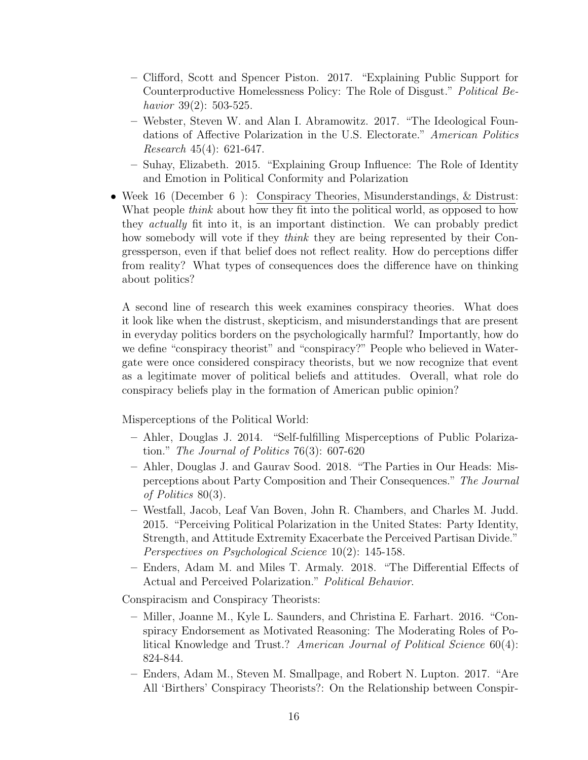- Clifford, Scott and Spencer Piston. 2017. "Explaining Public Support for Counterproductive Homelessness Policy: The Role of Disgust." *Political Behavior* 39(2): 503-525.
  - Webster, Steven W. and Alan I. Abramowitz. 2017. "The Ideological Foundations of Affective Polarization in the U.S. Electorate." *American Politics Research* 45(4): 621-647.
  - Suhay, Elizabeth. 2015. "Explaining Group Influence: The Role of Identity and Emotion in Political Conformity and Polarization

- Week 16 (December 6 ): <u>Conspiracy Theories, Misunderstandings, & Distrust</u>: What people *think* about how they fit into the political world, as opposed to how they *actually* fit into it, is an important distinction. We can probably predict how somebody will vote if they *think* they are being represented by their Congressperson, even if that belief does not reflect reality. How do perceptions differ from reality? What types of consequences does the difference have on thinking about politics?

  A second line of research this week examines conspiracy theories. What does it look like when the distrust, skepticism, and misunderstandings that are present in everyday politics borders on the psychologically harmful? Importantly, how do we define "conspiracy theorist" and "conspiracy?" People who believed in Watergate were once considered conspiracy theorists, but we now recognize that event as a legitimate mover of political beliefs and attitudes. Overall, what role do conspiracy beliefs play in the formation of American public opinion?

  Misperceptions of the Political World:

  - Ahler, Douglas J. 2014. "Self-fulfilling Misperceptions of Public Polarization." *The Journal of Politics* 76(3): 607-620
  - Ahler, Douglas J. and Gaurav Sood. 2018. "The Parties in Our Heads: Misperceptions about Party Composition and Their Consequences." *The Journal of Politics* 80(3).
  - Westfall, Jacob, Leaf Van Boven, John R. Chambers, and Charles M. Judd. 2015. "Perceiving Political Polarization in the United States: Party Identity, Strength, and Attitude Extremity Exacerbate the Perceived Partisan Divide." *Perspectives on Psychological Science* 10(2): 145-158.
  - Enders, Adam M. and Miles T. Armaly. 2018. "The Differential Effects of Actual and Perceived Polarization." *Political Behavior*.

  Conspiracism and Conspiracy Theorists:

  - Miller, Joanne M., Kyle L. Saunders, and Christina E. Farhart. 2016. "Conspiracy Endorsement as Motivated Reasoning: The Moderating Roles of Political Knowledge and Trust.? *American Journal of Political Science* 60(4): 824-844.
  - Enders, Adam M., Steven M. Smallpage, and Robert N. Lupton. 2017. "Are All 'Birthers' Conspiracy Theorists?: On the Relationship between Conspir-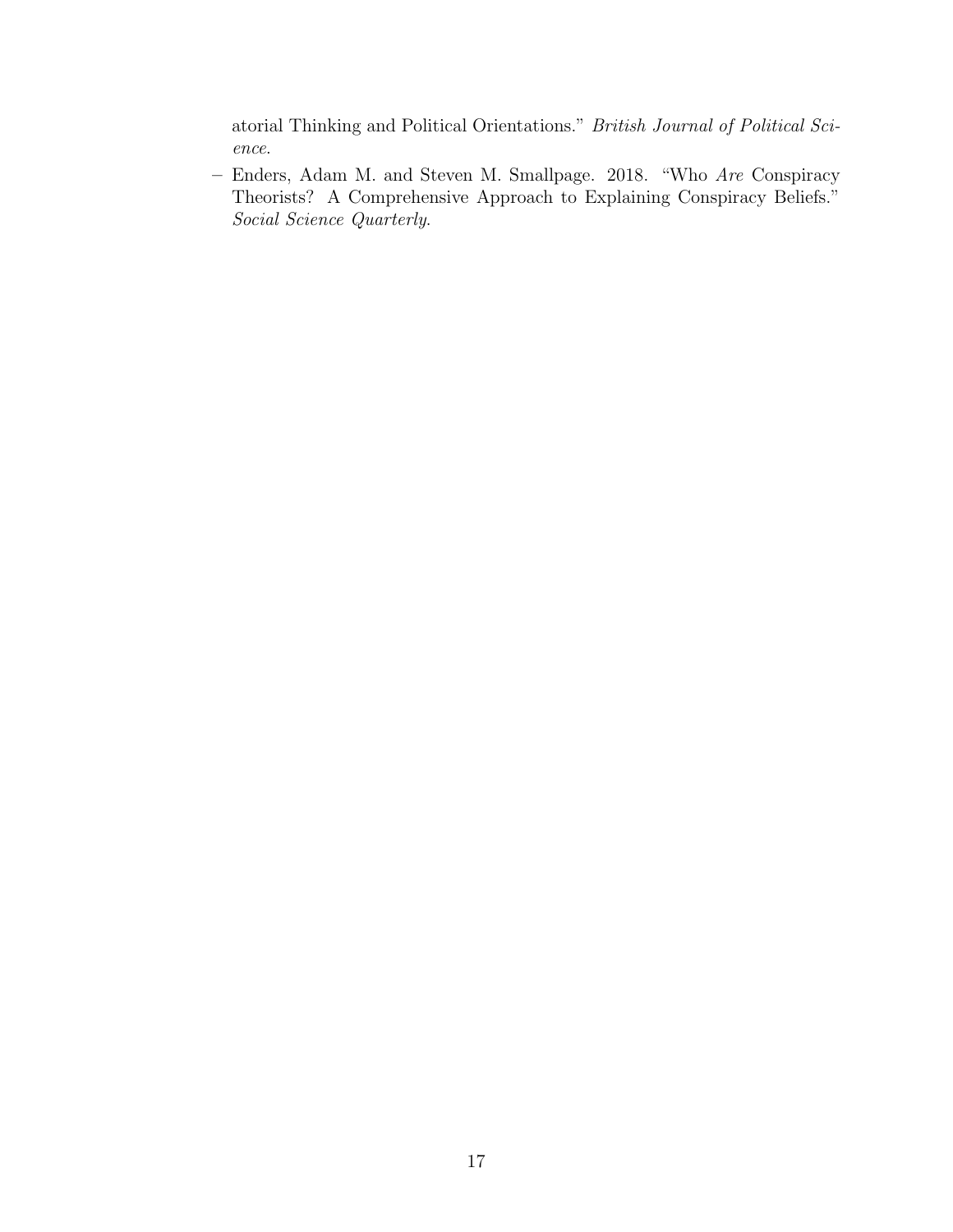atorial Thinking and Political Orientations." *British Journal of Political Science.*

- Enders, Adam M. and Steven M. Smallpage. 2018. "Who *Are* Conspiracy Theorists? A Comprehensive Approach to Explaining Conspiracy Beliefs." *Social Science Quarterly.*